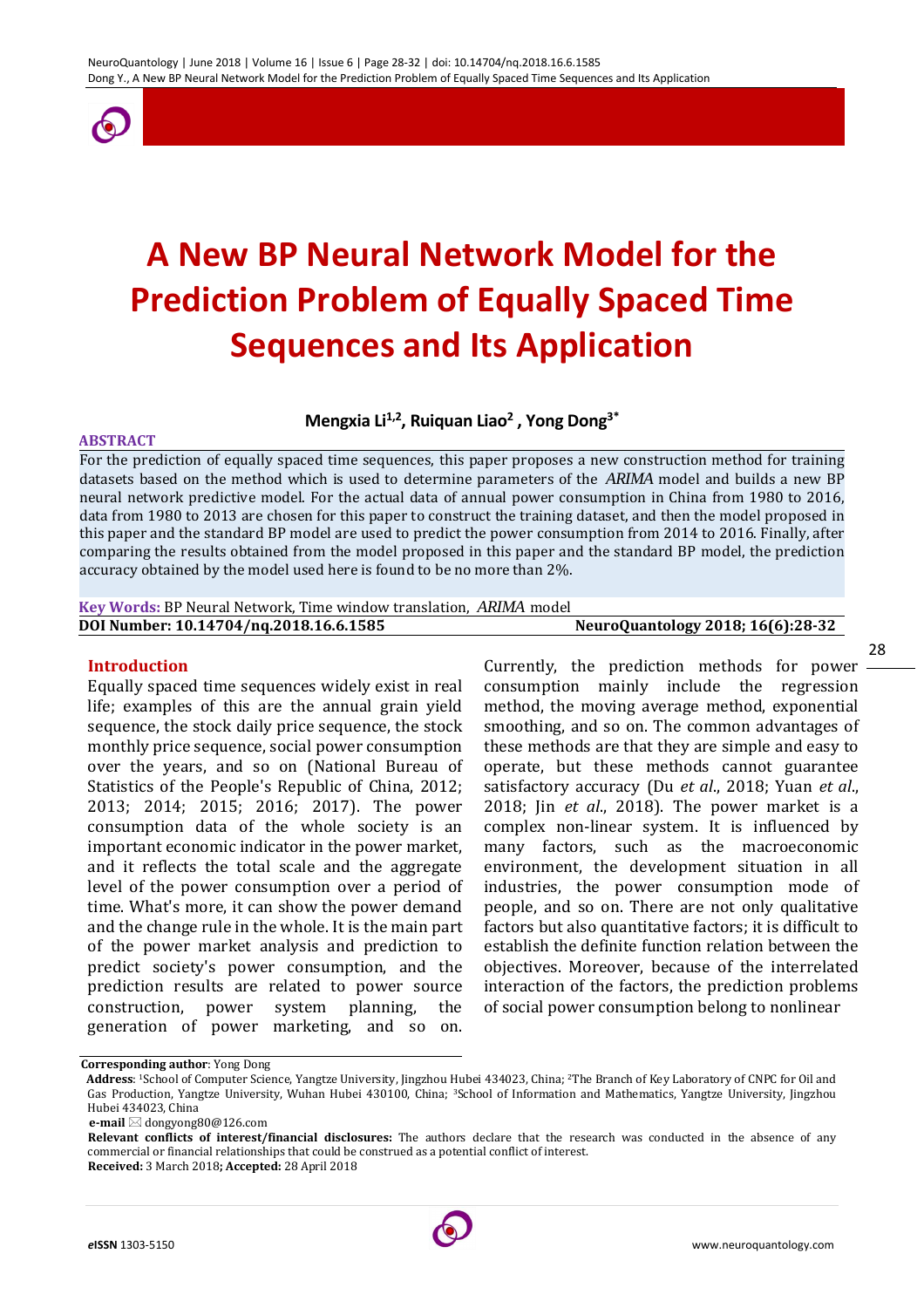# A New BP Neural Network Model for the Prediction Problem of Equally Spaced Time Sequences and Its Application

**Mengxia Li[1,2], Ruiquan Liao[2], Yong Dong[3*]**

**ABSTRACT**

For the prediction of equally spaced time sequences, this paper proposes a new construction method for training datasets based on the method which is used to determine parameters of the *ARIMA* model and builds a new BP neural network predictive model. For the actual data of annual power consumption in China from 1980 to 2016, data from 1980 to 2013 are chosen for this paper to construct the training dataset, and then the model proposed in this paper and the standard BP model are used to predict the power consumption from 2014 to 2016. Finally, after comparing the results obtained from the model proposed in this paper and the standard BP model, the prediction accuracy obtained by the model used here is found to be no more than 2%.

**Key Words:** BP Neural Network, Time window translation, *ARIMA* model

**DOI Number: 10.14704/nq.2018.16.6.1585** **NeuroQuantology 2018; 16(6):28-32**

## Introduction

Equally spaced time sequences widely exist in real life; examples of this are the annual grain yield sequence, the stock daily price sequence, the stock monthly price sequence, social power consumption over the years, and so on (National Bureau of Statistics of the People's Republic of China, 2012; 2013; 2014; 2015; 2016; 2017). The power consumption data of the whole society is an important economic indicator in the power market, and it reflects the total scale and the aggregate level of the power consumption over a period of time. What's more, it can show the power demand and the change rule in the whole. It is the main part of the power market analysis and prediction to predict society's power consumption, and the prediction results are related to power source construction, power system planning, the generation of power marketing, and so on. Currently, the prediction methods for power consumption mainly include the regression method, the moving average method, exponential smoothing, and so on. The common advantages of these methods are that they are simple and easy to operate, but these methods cannot guarantee satisfactory accuracy (Du *et al*., 2018; Yuan *et al*., 2018; Jin *et al*., 2018). The power market is a complex non-linear system. It is influenced by many factors, such as the macroeconomic environment, the development situation in all industries, the power consumption mode of people, and so on. There are not only qualitative factors but also quantitative factors; it is difficult to establish the definite function relation between the objectives. Moreover, because of the interrelated interaction of the factors, the prediction problems of social power consumption belong to nonlinear

---

**Corresponding author**: Yong Dong

**Address**: [1]School of Computer Science, Yangtze University, Jingzhou Hubei 434023, China; [2]The Branch of Key Laboratory of CNPC for Oil and Gas Production, Yangtze University, Wuhan Hubei 430100, China; [3]School of Information and Mathematics, Yangtze University, Jingzhou Hubei 434023, China

**e-mail** ✉ dongyong80@126.com

**Relevant conflicts of interest/financial disclosures:** The authors declare that the research was conducted in the absence of any commercial or financial relationships that could be construed as a potential conflict of interest.

**Received:** 3 March 2018**; Accepted:** 28 April 2018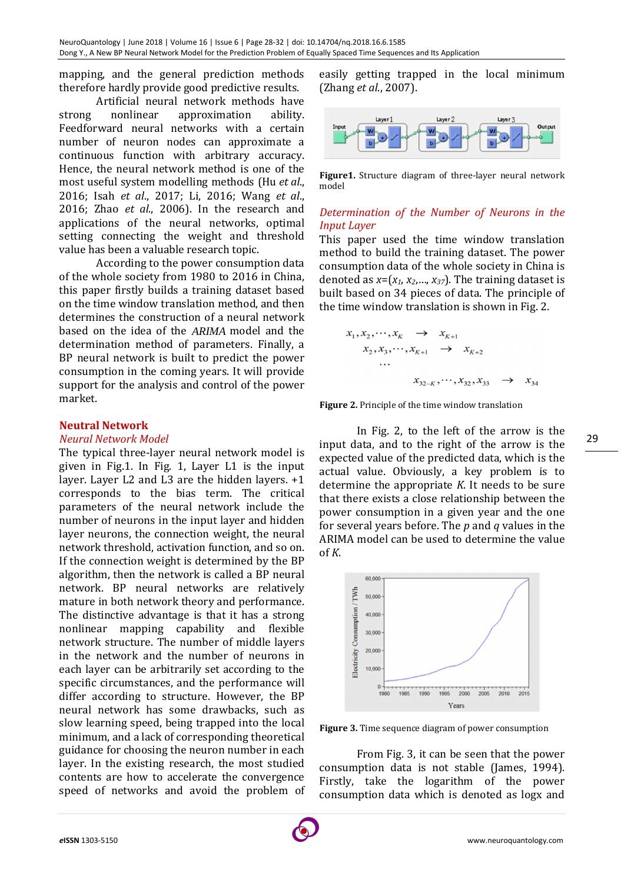mapping, and the general prediction methods therefore hardly provide good predictive results.

Artificial neural network methods have strong nonlinear approximation ability. Feedforward neural networks with a certain number of neuron nodes can approximate a continuous function with arbitrary accuracy. Hence, the neural network method is one of the most useful system modelling methods (Hu *et al.*, 2016; Isah *et al.*, 2017; Li, 2016; Wang *et al.*, 2016; Zhao *et al.*, 2006). In the research and applications of the neural networks, optimal setting connecting the weight and threshold value has been a valuable research topic.

According to the power consumption data of the whole society from 1980 to 2016 in China, this paper firstly builds a training dataset based on the time window translation method, and then determines the construction of a neural network based on the idea of the *ARIMA* model and the determination method of parameters. Finally, a BP neural network is built to predict the power consumption in the coming years. It will provide support for the analysis and control of the power market.

## Neutral Network

### *Neural Network Model*

The typical three-layer neural network model is given in Fig.1. In Fig. 1, Layer L1 is the input layer. Layer L2 and L3 are the hidden layers. +1 corresponds to the bias term. The critical parameters of the neural network include the number of neurons in the input layer and hidden layer neurons, the connection weight, the neural network threshold, activation function, and so on. If the connection weight is determined by the BP algorithm, then the network is called a BP neural network. BP neural networks are relatively mature in both network theory and performance. The distinctive advantage is that it has a strong nonlinear mapping capability and flexible network structure. The number of middle layers in the network and the number of neurons in each layer can be arbitrarily set according to the specific circumstances, and the performance will differ according to structure. However, the BP neural network has some drawbacks, such as slow learning speed, being trapped into the local minimum, and a lack of corresponding theoretical guidance for choosing the neuron number in each layer. In the existing research, the most studied contents are how to accelerate the convergence speed of networks and avoid the problem of easily getting trapped in the local minimum (Zhang *et al.*, 2007).

**Figure1.** Structure diagram of three-layer neural network model

### *Determination of the Number of Neurons in the Input Layer*

This paper used the time window translation method to build the training dataset. The power consumption data of the whole society in The China is denoted as $x=(x_1, x_2,..., x_{37})$. The training dataset is built based on 34 pieces of data. The principle of the time window translation is shown in Fig. 2.

$$
\begin{aligned}
x_1, x_2, \cdots, x_K &\rightarrow x_{K+1} \\
x_2, x_3, \cdots, x_{K+1} &\rightarrow x_{K+2} \\
&\cdots \\
x_{32-K}, \cdots, x_{32}, x_{33} &\rightarrow x_{34}
\end{aligned}
$$

**Figure 2.** Principle of the time window translation

In Fig. 2, to the left of the arrow is the input data, and to the right of the arrow is the expected value of the predicted data, which is the actual value. Obviously, a key problem is to determine the appropriate *K*. It needs to be sure that there exists a close relationship between the power consumption in a given year and the one for several years before. The *p* and *q* values in the ARIMA model can be used to determine the value of *K*.

**Figure 3.** Time sequence diagram of power consumption

From Fig. 3, it can be seen that the power consumption data is not stable (James, 1994). Firstly, take the logarithm of the power consumption data which is denoted as logx and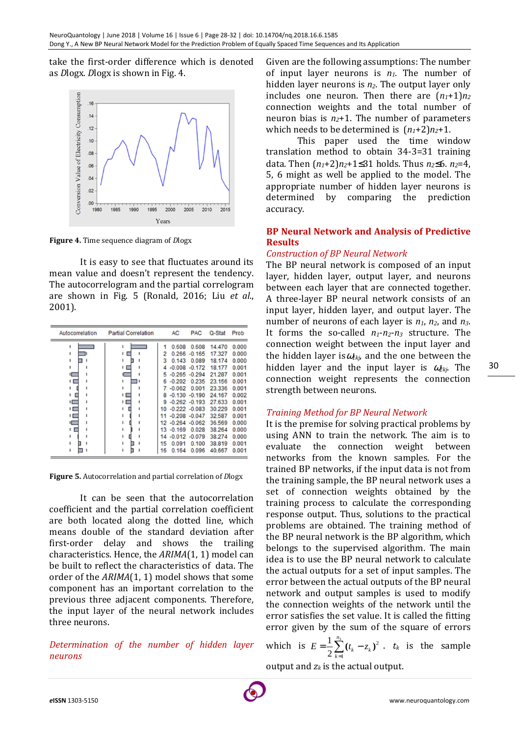take the first-order difference which is denoted as *D*logx. *D*logx is shown in Fig. 4.

**Figure 4.** Time sequence diagram of *D*logx

It is easy to see that fluctuates around its mean value and doesn't represent the tendency. The autocorrelogram and the partial correlogram are shown in Fig. 5 (Ronald, 2016; Liu *et al.*, 2001).

| Autocorrelation | Partial Correlation | | AC | PAC | Q-Stat | Prob |
|---|---|---|---|---|---|---|
| | | 1 | 0.608 | 0.608 | 14.470 | 0.000 |
| | | 2 | 0.266 | -0.165 | 17.327 | 0.000 |
| | | 3 | 0.143 | 0.089 | 18.174 | 0.000 |
| | | 4 | -0.008 | -0.172 | 18.177 | 0.001 |
| | | 5 | -0.265 | -0.294 | 21.287 | 0.001 |
| | | 6 | -0.202 | 0.235 | 23.156 | 0.001 |
| | | 7 | -0.062 | 0.001 | 23.336 | 0.001 |
| | | 8 | -0.130 | -0.190 | 24.167 | 0.002 |
| | | 9 | -0.262 | -0.193 | 27.633 | 0.001 |
| | | 10 | -0.222 | -0.083 | 30.229 | 0.001 |
| | | 11 | -0.208 | -0.047 | 32.587 | 0.001 |
| | | 12 | -0.264 | -0.062 | 36.569 | 0.000 |
| | | 13 | -0.169 | 0.028 | 38.264 | 0.000 |
| | | 14 | -0.012 | -0.079 | 38.274 | 0.000 |
| | | 15 | 0.091 | 0.100 | 38.819 | 0.001 |
| | | 16 | 0.164 | 0.096 | 40.667 | 0.001 |

**Figure 5.** Autocorrelation and partial correlation of *D*logx

It can be seen that the autocorrelation coefficient and the partial correlation coefficient are both located along the dotted line, which means double of the standard deviation after first-order delay and shows the trailing characteristics. Hence, the *ARIMA*(1, 1) model can be built to reflect the characteristics of data. The order of the *ARIMA*(1, 1) model shows that some component has an important correlation to the previous three adjacent components. Therefore, the input layer of the neural network includes three neurons.

### *Determination of the number of hidden layer neurons*

Given are the following assumptions: The number of input layer neurons is $n_1$. The number of hidden layer neurons is $n_2$. The output layer only includes one neuron. Then there are $(n_1+1)n_2$ connection weights and the total number of neuron bias is $n_2+1$. The number of parameters which needs to be determined is $(n_1+2)n_2+1$.

This paper used the time window translation method to obtain 34-3=31 training data. Then $(n_1+2)n_2+1 \leq 31$ holds. Thus $n_2 \leq 6$. $n_2$=4, 5, 6 might as well be applied to the model. The appropriate number of hidden layer neurons is determined by comparing the prediction accuracy.

## BP Neural Network and Analysis of Predictive Results

### *Construction of BP Neural Network*

The BP neural network is composed of an input layer, hidden layer, output layer, and neurons between each layer that are connected together. A three-layer BP neural network consists of an input layer, hidden layer, and output layer. The number of neurons of each layer is $n_1$, $n_2$, and $n_3$. It forms the so-called $n_1$-$n_2$-$n_3$ structure. The connection weight between the input layer and the hidden layer is $\omega_{1kj}$, and the one between the hidden layer and the input layer is $\omega_{2kj}$. The connection weight represents the connection strength between neurons.

### *Training Method for BP Neural Network*

It is the premise for solving practical problems by using ANN to train the network. The aim is to evaluate the connection weight between networks from the known samples. For the trained BP networks, if the input data is not from the training sample, the BP neural network uses a set of connection weights obtained by the training process to calculate the corresponding response output. Thus, solutions to the practical problems are obtained. The training method of the BP neural network is the BP algorithm, which belongs to the supervised algorithm. The main idea is to use the BP neural network to calculate the actual outputs for a set of input samples. The error between the actual outputs of the BP neural network and output samples is used to modify the connection weights of the network until the error satisfies the set value. It is called the fitting error given by the sum of the square of errors which is $E=\frac{1}{2}\sum_{k=1}^{n_3}(t_k-z_k)^2$. $t_k$ is the sample output and $z_k$ is the actual output.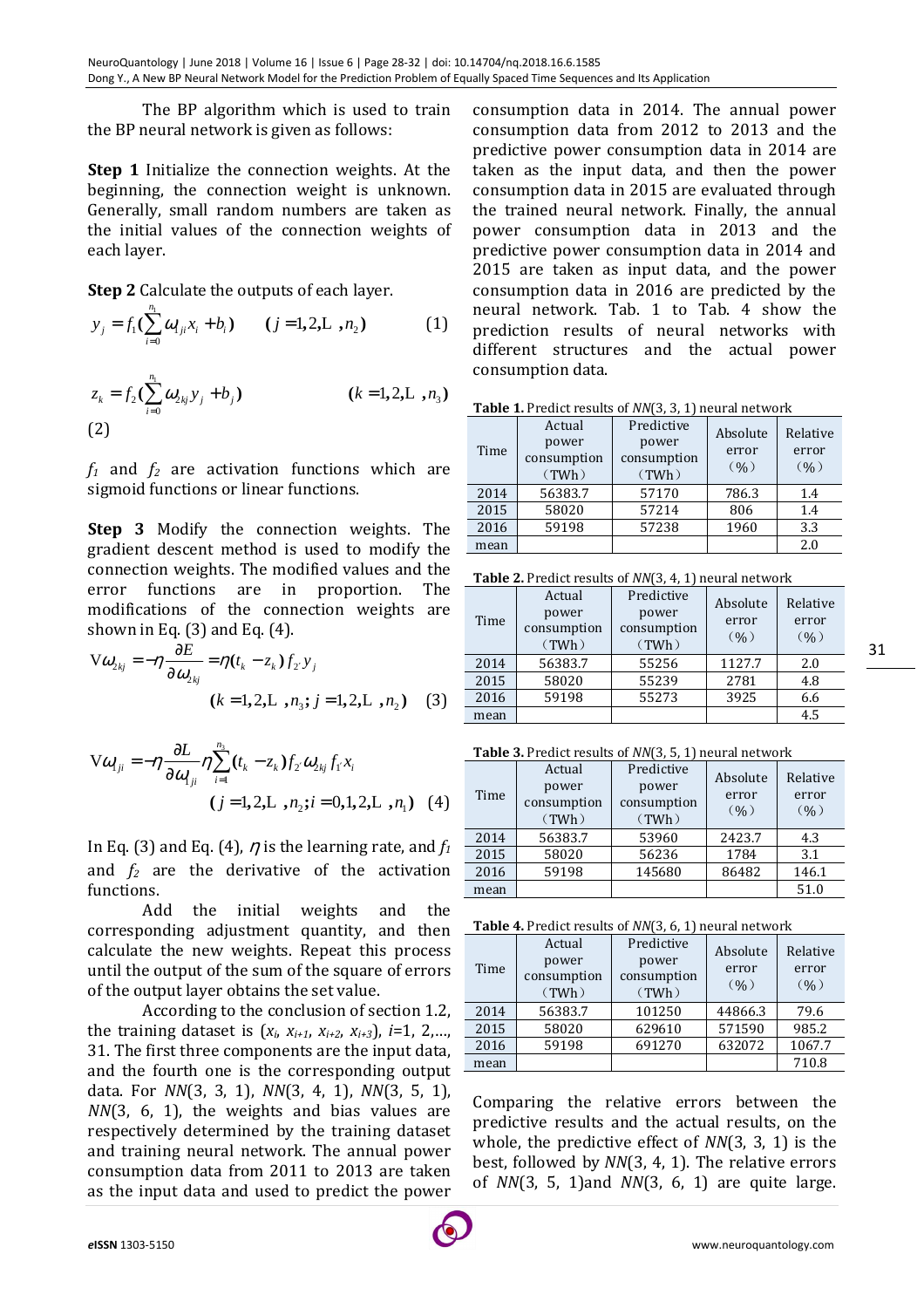The BP algorithm which is used to train the BP neural network is given as follows:

**Step 1** Initialize the connection weights. At the beginning, the connection weight is unknown. Generally, small random numbers are taken as the initial values of the connection weights of each layer.

**Step 2** Calculate the outputs of each layer.

$$y_j = f_1(\sum_{i=0}^{n_1} \omega_{ji} x_i + b_i) \qquad (j = 1, 2, \cdots, n_2) \qquad (1)$$

$$z_k = f_2(\sum_{i=0}^{n_1} \omega_{2kj} y_j + b_j) \qquad (k = 1, 2, \cdots, n_3) \qquad (2)$$

$f_1$ and $f_2$ are activation functions which are sigmoid functions or linear functions.

**Step 3** Modify the connection weights. The gradient descent method is used to modify the connection weights. The modified values and the error functions are in proportion. The modifications of the connection weights are shown in Eq. (3) and Eq. (4).

$$\nabla \omega_{2kj} = -\eta \frac{\partial E}{\partial \omega_{2kj}} = \eta (t_k - z_k) f_{2'} y_j \qquad (k = 1, 2, \cdots, n_3; j = 1, 2, \cdots, n_2) \qquad (3)$$

$$\nabla \omega_{ji} = -\eta \frac{\partial L}{\partial \omega_{1ji}} \eta \sum_{i=1}^{n_3} (t_k - z_k) f_{2'} \omega_{2kj} f_{1'} x_i \qquad (j = 1, 2, \cdots, n_2; i = 0, 1, 2, \cdots, n_1) \qquad (4)$$

In Eq. (3) and Eq. (4), $\eta$ is the learning rate, and $f_1$ and $f_2$ are the derivative of the activation functions.

Add the initial weights and the corresponding adjustment quantity, and then calculate the new weights. Repeat this process until the output of the sum of the square of errors of the output layer obtains the set value.

According to the conclusion of section 1.2, the training dataset is $(x_i, x_{i+1}, x_{i+2}, x_{i+3})$, $i$=1, 2,..., 31. The first three components are the input data, and the fourth one is the corresponding output data. For *NN*(3, 3, 1), *NN*(3, 4, 1), *NN*(3, 5, 1), *NN*(3, 6, 1), the weights and bias values are respectively determined by the training dataset and training neural network. The annual power consumption data from 2011 to 2013 are taken as the input data and used to predict the power consumption data in 2014. The annual power consumption data from 2012 to 2013 and the predictive power consumption data in 2014 are taken as the input data, and then the power consumption data in 2015 are evaluated through the trained neural network. Finally, the annual power consumption data in 2013 and the predictive power consumption data in 2014 and 2015 are taken as input data, and the power consumption data in 2016 are predicted by the neural network. Tab. 1 to Tab. 4 show the prediction results of neural networks with different structures and the actual power consumption data.

**Table 1.** Predict results of *NN*(3, 3, 1) neural network

| Time | Actual power consumption (TWh) | Predictive power consumption (TWh) | Absolute error (%) | Relative error (%) |
|---|---|---|---|---|
| 2014 | 56383.7 | 57170 | 786.3 | 1.4 |
| 2015 | 58020 | 57214 | 806 | 1.4 |
| 2016 | 59198 | 57238 | 1960 | 3.3 |
| mean | | | | 2.0 |

**Table 2.** Predict results of *NN*(3, 4, 1) neural network

| Time | Actual power consumption (TWh) | Predictive power consumption (TWh) | Absolute error (%) | Relative error (%) |
|---|---|---|---|---|
| 2014 | 56383.7 | 55256 | 1127.7 | 2.0 |
| 2015 | 58020 | 55239 | 2781 | 4.8 |
| 2016 | 59198 | 55273 | 3925 | 6.6 |
| mean | | | | 4.5 |

**Table 3.** Predict results of *NN*(3, 5, 1) neural network

| Time | Actual power consumption (TWh) | Predictive power consumption (TWh) | Absolute error (%) | Relative error (%) |
|---|---|---|---|---|
| 2014 | 56383.7 | 53960 | 2423.7 | 4.3 |
| 2015 | 58020 | 56236 | 1784 | 3.1 |
| 2016 | 59198 | 145680 | 86482 | 146.1 |
| mean | | | | 51.0 |

**Table 4.** Predict results of *NN*(3, 6, 1) neural network

| Time | Actual power consumption (TWh) | Predictive power consumption (TWh) | Absolute error (%) | Relative error (%) |
|---|---|---|---|---|
| 2014 | 56383.7 | 101250 | 44866.3 | 79.6 |
| 2015 | 58020 | 629610 | 571590 | 985.2 |
| 2016 | 59198 | 691270 | 632072 | 1067.7 |
| mean | | | | 710.8 |

Comparing the relative errors between the predictive results and the actual results, on the whole, the predictive effect of *NN*(3, 3, 1) is the best, followed by *NN*(3, 4, 1). The relative errors of *NN*(3, 5, 1)and *NN*(3, 6, 1) are quite large.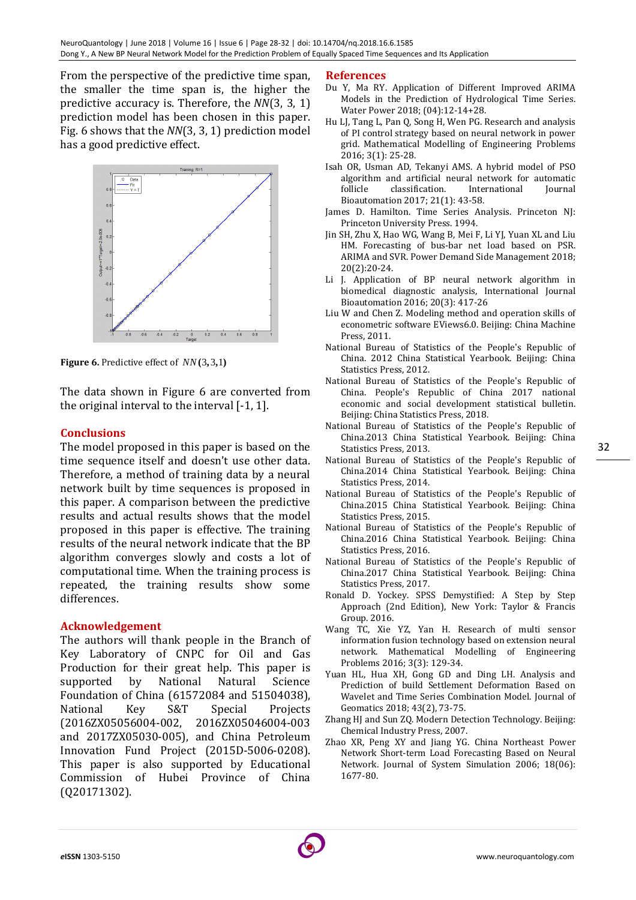From the perspective of the predictive time span, the smaller the time span is, the higher the predictive accuracy is. Therefore, the *NN*(3, 3, 1) prediction model has been chosen in this paper. Fig. 6 shows that the *NN*(3, 3, 1) prediction model has a good predictive effect.

Training: R=1

Data
Fit
Y = T

Output ~= 1*Target + 2.5e-006

Target

-1 -0.8 -0.6 -0.4 -0.2 0 0.2 0.4 0.6 0.8 1

**Figure 6.** Predictive effect of $NN(3,3,1)$

The data shown in Figure 6 are converted from the original interval to the interval [-1, 1].

## Conclusions

The model proposed in this paper is based on the time sequence itself and doesn't use other data. Therefore, a method of training data by a neural network built by time sequences is proposed in this paper. A comparison between the predictive results and actual results shows that the model proposed in this paper is effective. The training results of the neural network indicate that the BP algorithm converges slowly and costs a lot of computational time. When the training process is repeated, the training results show some differences.

## Acknowledgement

The authors will thank people in the Branch of Key Laboratory of CNPC for Oil and Gas Production for their great help. This paper is supported by National Natural Science Foundation of China (61572084 and 51504038), National Key S&T Special Projects (2016ZX05056004-002, 2016ZX05046004-003 and 2017ZX05030-005), and China Petroleum Innovation Fund Project (2015D-5006-0208). This paper is also supported by Educational Commission of Hubei Province of China (Q20171302).

## References

Du Y, Ma RY. Application of Different Improved ARIMA Models in the Prediction of Hydrological Time Series. Water Power 2018; (04):12-14+28.

Hu LJ, Tang L, Pan Q, Song H, Wen PG. Research and analysis of PI control strategy based on neural network in power grid. Mathematical Modelling of Engineering Problems 2016; 3(1): 25-28.

Isah OR, Usman AD, Tekanyi AMS. A hybrid model of PSO algorithm and artificial neural network for automatic follicle classification. International Journal Bioautomation 2017; 21(1): 43-58.

James D. Hamilton. Time Series Analysis. Princeton NJ: Princeton University Press. 1994.

Jin SH, Zhu X, Hao WG, Wang B, Mei F, Li YJ, Yuan XL and Liu HM. Forecasting of bus-bar net load based on PSR. ARIMA and SVR. Power Demand Side Management 2018; 20(2):20-24.

Li J. Application of BP neural network algorithm in biomedical diagnostic analysis, International Journal Bioautomation 2016; 20(3): 417-26

Liu W and Chen Z. Modeling method and operation skills of econometric software EViews6.0. Beijing: China Machine Press, 2011.

National Bureau of Statistics of the People's Republic of China. 2012 China Statistical Yearbook. Beijing: China Statistics Press, 2012.

National Bureau of Statistics of the People's Republic of China. People's Republic of China 2017 national economic and social development statistical bulletin. Beijing: China Statistics Press, 2018.

National Bureau of Statistics of the People's Republic of China.2013 China Statistical Yearbook. Beijing: China Statistics Press, 2013.

National Bureau of Statistics of the People's Republic of China.2014 China Statistical Yearbook. Beijing: China Statistics Press, 2014.

National Bureau of Statistics of the People's Republic of China.2015 China Statistical Yearbook. Beijing: China Statistics Press, 2015.

National Bureau of Statistics of the People's Republic of China.2016 China Statistical Yearbook. Beijing: China Statistics Press, 2016.

National Bureau of Statistics of the People's Republic of China.2017 China Statistical Yearbook. Beijing: China Statistics Press, 2017.

Ronald D. Yockey. SPSS Demystified: A Step by Step Approach (2nd Edition), New York: Taylor & Francis Group. 2016.

Wang TC, Xie YZ, Yan H. Research of multi sensor information technology based on extension neural network. Mathematical Modelling of Engineering Problems 2016; 3(3): 129-34.

Yuan HL, Hua XH, Gong GD and Ding LH. Analysis and Prediction of build Settlement Deformation Based on Wavelet and Time Series Combination Model. Journal of Geomatics 2018; 43(2), 73-75.

Zhang HJ and Sun ZQ. Modern Detection Technology. Beijing: Chemical Industry Press, 2007.

Zhao XR, Peng XY and Jiang YG. China Northeast Power Network Short-term Load Forecasting Based on Neural Network. Journal of System Simulation 2006; 18(06): 1677-80.